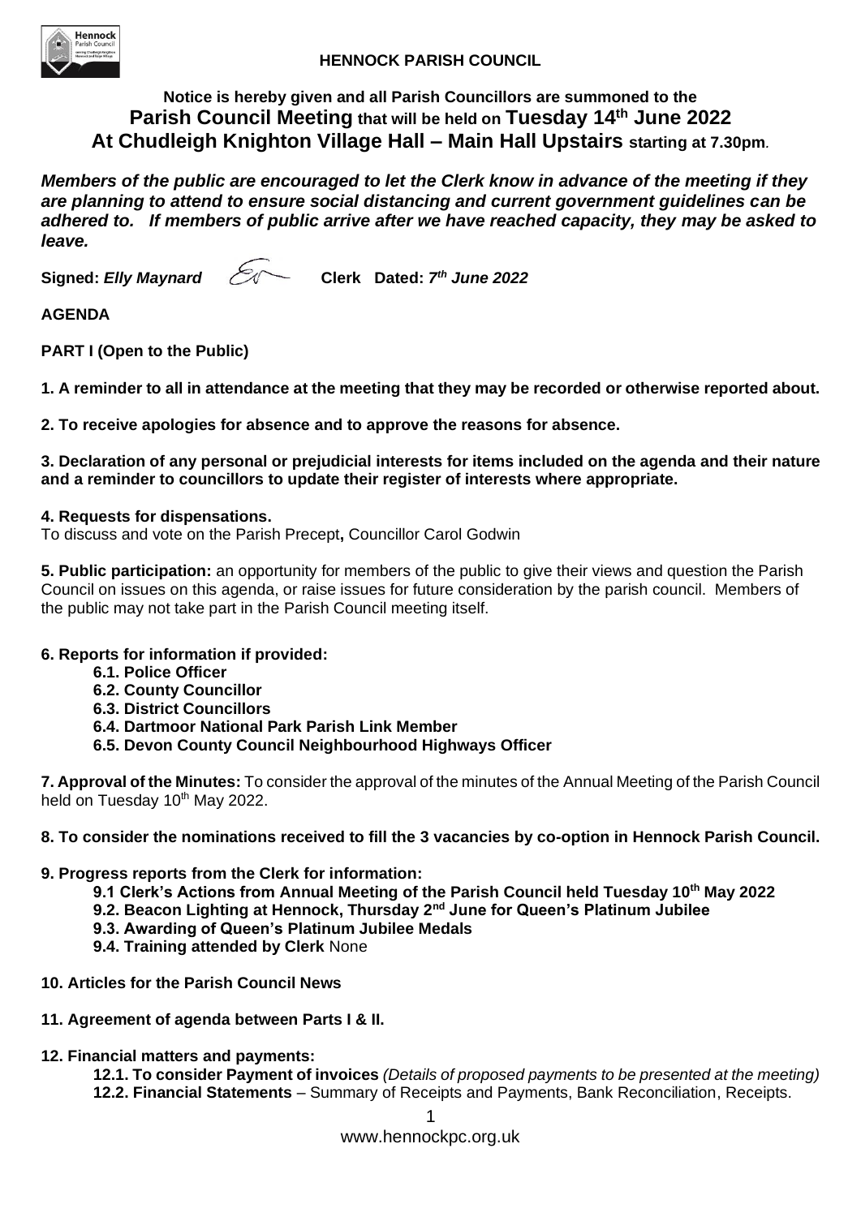**HENNOCK PARISH COUNCIL**

**Notice is hereby given and all Parish Councillors are summoned to the**
## Parish Council Meeting that will be held on Tuesday 14th June 2022
## At Chudleigh Knighton Village Hall – Main Hall Upstairs starting at 7.30pm.

***Members of the public are encouraged to let the Clerk know in advance of the meeting if they are planning to attend to ensure social distancing and current government guidelines can be adhered to. If members of public arrive after we have reached capacity, they may be asked to leave.***

**Signed:** ***Elly Maynard*** **Clerk Dated:** ***7th June 2022***

**AGENDA**

**PART I (Open to the Public)**

**1. A reminder to all in attendance at the meeting that they may be recorded or otherwise reported about.**

**2. To receive apologies for absence and to approve the reasons for absence.**

**3. Declaration of any personal or prejudicial interests for items included on the agenda and their nature and a reminder to councillors to update their register of interests where appropriate.**

**4. Requests for dispensations.**
To discuss and vote on the Parish Precept**,** Councillor Carol Godwin

**5. Public participation:** an opportunity for members of the public to give their views and question the Parish Council on issues on this agenda, or raise issues for future consideration by the parish council. Members of the public may not take part in the Parish Council meeting itself.

**6. Reports for information if provided:**
- **6.1. Police Officer**
- **6.2. County Councillor**
- **6.3. District Councillors**
- **6.4. Dartmoor National Park Parish Link Member**
- **6.5. Devon County Council Neighbourhood Highways Officer**

**7. Approval of the Minutes:** To consider the approval of the minutes of the Annual Meeting of the Parish Council held on Tuesday 10th May 2022.

**8. To consider the nominations received to fill the 3 vacancies by co-option in Hennock Parish Council.**

**9. Progress reports from the Clerk for information:**
- **9.1 Clerk's Actions from Annual Meeting of the Parish Council held Tuesday 10th May 2022**
- **9.2. Beacon Lighting at Hennock, Thursday 2nd June for Queen's Platinum Jubilee**
- **9.3. Awarding of Queen's Platinum Jubilee Medals**
- **9.4. Training attended by Clerk** None

**10. Articles for the Parish Council News**

**11. Agreement of agenda between Parts I & II.**

**12. Financial matters and payments:**
- **12.1. To consider Payment of invoices** *(Details of proposed payments to be presented at the meeting)*
- **12.2. Financial Statements** – Summary of Receipts and Payments, Bank Reconciliation, Receipts.

www.hennockpc.org.uk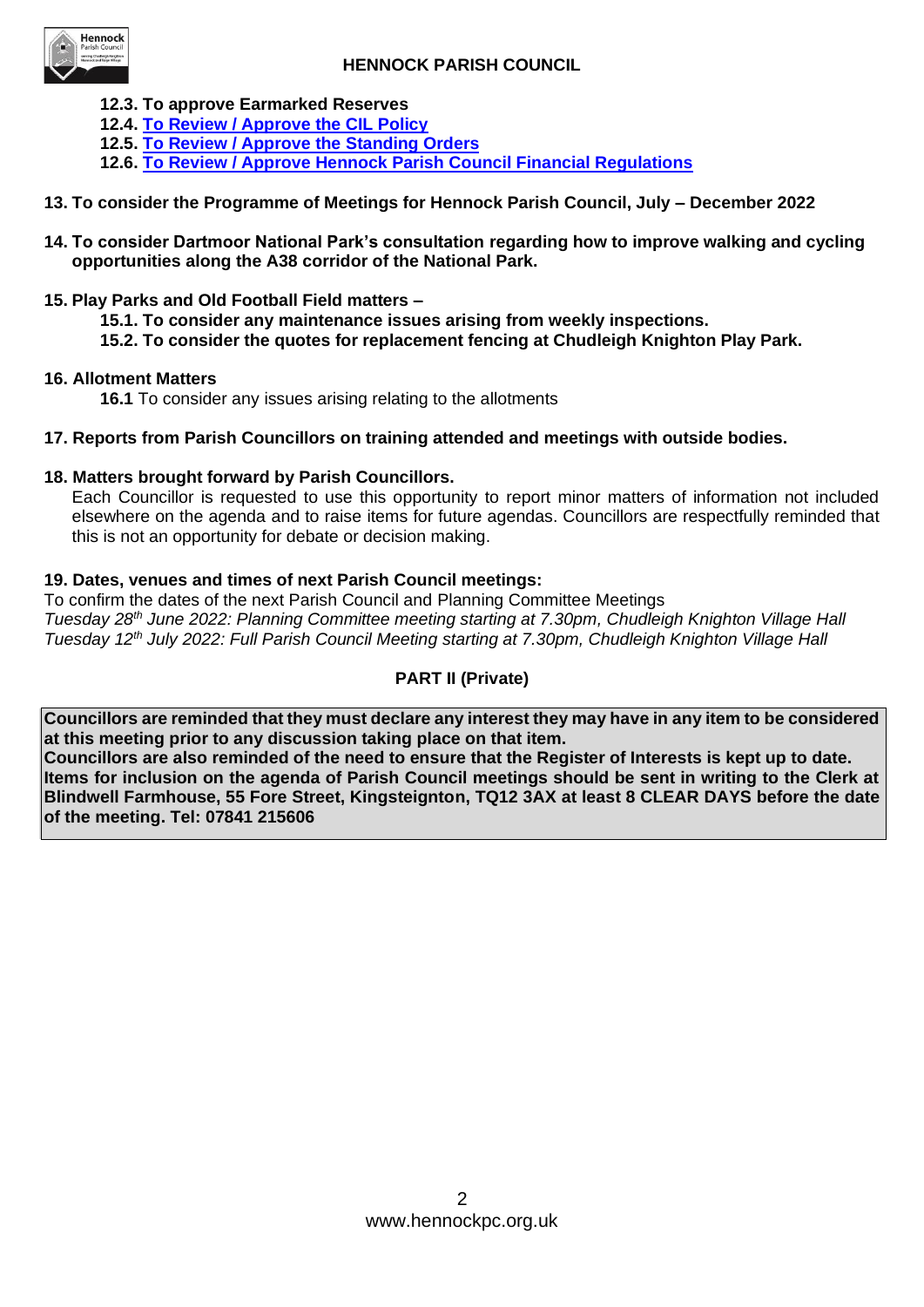**12.3. To approve Earmarked Reserves**

**12.4. To Review / Approve the CIL Policy**

**12.5. To Review / Approve the Standing Orders**

**12.6. To Review / Approve Hennock Parish Council Financial Regulations**

**13. To consider the Programme of Meetings for Hennock Parish Council, July – December 2022**

**14. To consider Dartmoor National Park's consultation regarding how to improve walking and cycling opportunities along the A38 corridor of the National Park.**

**15. Play Parks and Old Football Field matters –**

**15.1. To consider any maintenance issues arising from weekly inspections.**

**15.2. To consider the quotes for replacement fencing at Chudleigh Knighton Play Park.**

**16. Allotment Matters**

**16.1** To consider any issues arising relating to the allotments

**17. Reports from Parish Councillors on training attended and meetings with outside bodies.**

**18. Matters brought forward by Parish Councillors.**

Each Councillor is requested to use this opportunity to report minor matters of information not included elsewhere on the agenda and to raise items for future agendas. Councillors are respectfully reminded that this is not an opportunity for debate or decision making.

**19. Dates, venues and times of next Parish Council meetings:**

To confirm the dates of the next Parish Council and Planning Committee Meetings

*Tuesday 28th June 2022: Planning Committee meeting starting at 7.30pm, Chudleigh Knighton Village Hall*

*Tuesday 12th July 2022: Full Parish Council Meeting starting at 7.30pm, Chudleigh Knighton Village Hall*

**PART II (Private)**

**Councillors are reminded that they must declare any interest they may have in any item to be considered at this meeting prior to any discussion taking place on that item.**
**Councillors are also reminded of the need to ensure that the Register of Interests is kept up to date.**
**Items for inclusion on the agenda of Parish Council meetings should be sent in writing to the Clerk at Blindwell Farmhouse, 55 Fore Street, Kingsteignton, TQ12 3AX at least 8 CLEAR DAYS before the date of the meeting. Tel: 07841 215606**